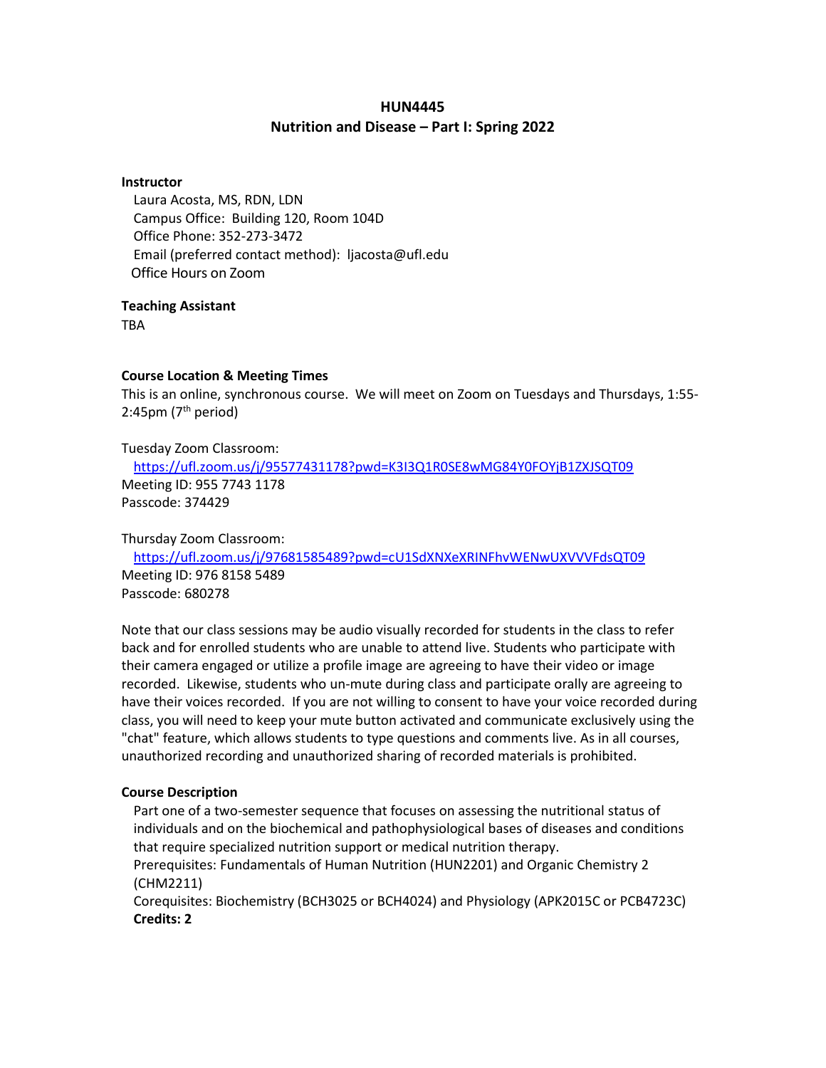# HUN4445

## Nutrition and Disease – Part I: Spring 2022

**Instructor**

Laura Acosta, MS, RDN, LDN
Campus Office: Building 120, Room 104D
Office Phone: 352-273-3472
Email (preferred contact method): ljacosta@ufl.edu
Office Hours on Zoom

**Teaching Assistant**

TBA

**Course Location & Meeting Times**

This is an online, synchronous course. We will meet on Zoom on Tuesdays and Thursdays, 1:55-2:45pm (7th period)

Tuesday Zoom Classroom:
https://ufl.zoom.us/j/95577431178?pwd=K3I3Q1R0SE8wMG84Y0FOYjB1ZXJSQT09
Meeting ID: 955 7743 1178
Passcode: 374429

Thursday Zoom Classroom:
https://ufl.zoom.us/j/97681585489?pwd=cU1SdXNXeXRINFhvWENwUXVVVFdsQT09
Meeting ID: 976 8158 5489
Passcode: 680278

Note that our class sessions may be audio visually recorded for students in the class to refer back and for enrolled students who are unable to attend live. Students who participate with their camera engaged or utilize a profile image are agreeing to have their video or image recorded. Likewise, students who un-mute during class and participate orally are agreeing to have their voices recorded. If you are not willing to consent to have your voice recorded during class, you will need to keep your mute button activated and communicate exclusively using the "chat" feature, which allows students to type questions and comments live. As in all courses, unauthorized recording and unauthorized sharing of recorded materials is prohibited.

**Course Description**

Part one of a two-semester sequence that focuses on assessing the nutritional status of individuals and on the biochemical and pathophysiological bases of diseases and conditions that require specialized nutrition support or medical nutrition therapy.
Prerequisites: Fundamentals of Human Nutrition (HUN2201) and Organic Chemistry 2 (CHM2211)
Corequisites: Biochemistry (BCH3025 or BCH4024) and Physiology (APK2015C or PCB4723C)
**Credits: 2**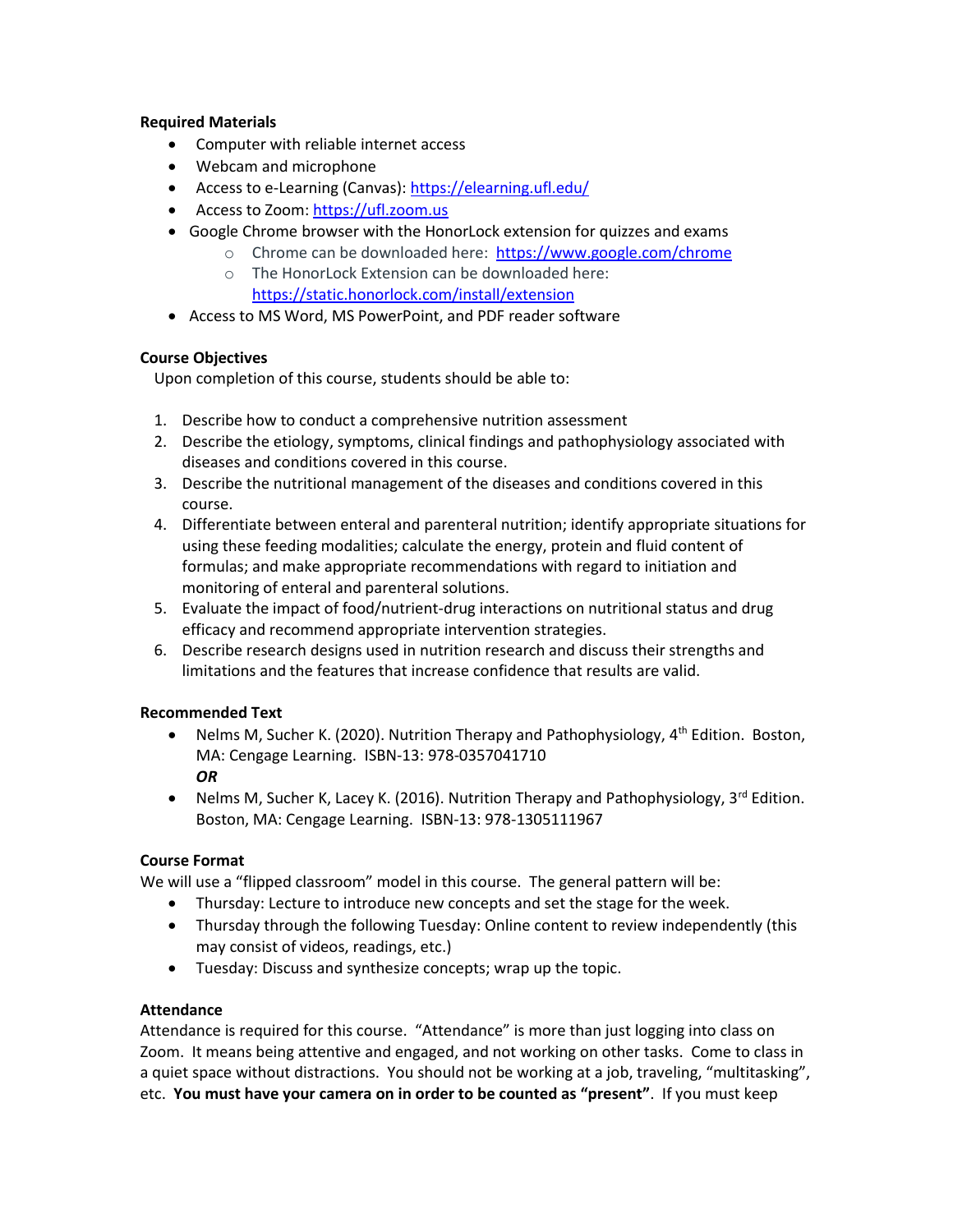**Required Materials**

- Computer with reliable internet access
- Webcam and microphone
- Access to e-Learning (Canvas): https://elearning.ufl.edu/
- Access to Zoom: https://ufl.zoom.us
- Google Chrome browser with the HonorLock extension for quizzes and exams
    - Chrome can be downloaded here: https://www.google.com/chrome
    - The HonorLock Extension can be downloaded here: https://static.honorlock.com/install/extension
- Access to MS Word, MS PowerPoint, and PDF reader software

**Course Objectives**

Upon completion of this course, students should be able to:

1. Describe how to conduct a comprehensive nutrition assessment
2. Describe the etiology, symptoms, clinical findings and pathophysiology associated with diseases and conditions covered in this course.
3. Describe the nutritional management of the diseases and conditions covered in this course.
4. Differentiate between enteral and parenteral nutrition; identify appropriate situations for using these feeding modalities; calculate the energy, protein and fluid content of formulas; and make appropriate recommendations with regard to initiation and monitoring of enteral and parenteral solutions.
5. Evaluate the impact of food/nutrient-drug interactions on nutritional status and drug efficacy and recommend appropriate intervention strategies.
6. Describe research designs used in nutrition research and discuss their strengths and limitations and the features that increase confidence that results are valid.

**Recommended Text**

- Nelms M, Sucher K. (2020). Nutrition Therapy and Pathophysiology, 4th Edition. Boston, MA: Cengage Learning. ISBN-13: 978-0357041710
  ***OR***
- Nelms M, Sucher K, Lacey K. (2016). Nutrition Therapy and Pathophysiology, 3rd Edition. Boston, MA: Cengage Learning. ISBN-13: 978-1305111967

**Course Format**

We will use a "flipped classroom" model in this course. The general pattern will be:

- Thursday: Lecture to introduce new concepts and set the stage for the week.
- Thursday through the following Tuesday: Online content to review independently (this may consist of videos, readings, etc.)
- Tuesday: Discuss and synthesize concepts; wrap up the topic.

**Attendance**

Attendance is required for this course. "Attendance" is more than just logging into class on Zoom. It means being attentive and engaged, and not working on other tasks. Come to class in a quiet space without distractions. You should not be working at a job, traveling, "multitasking", etc. **You must have your camera on in order to be counted as "present"**. If you must keep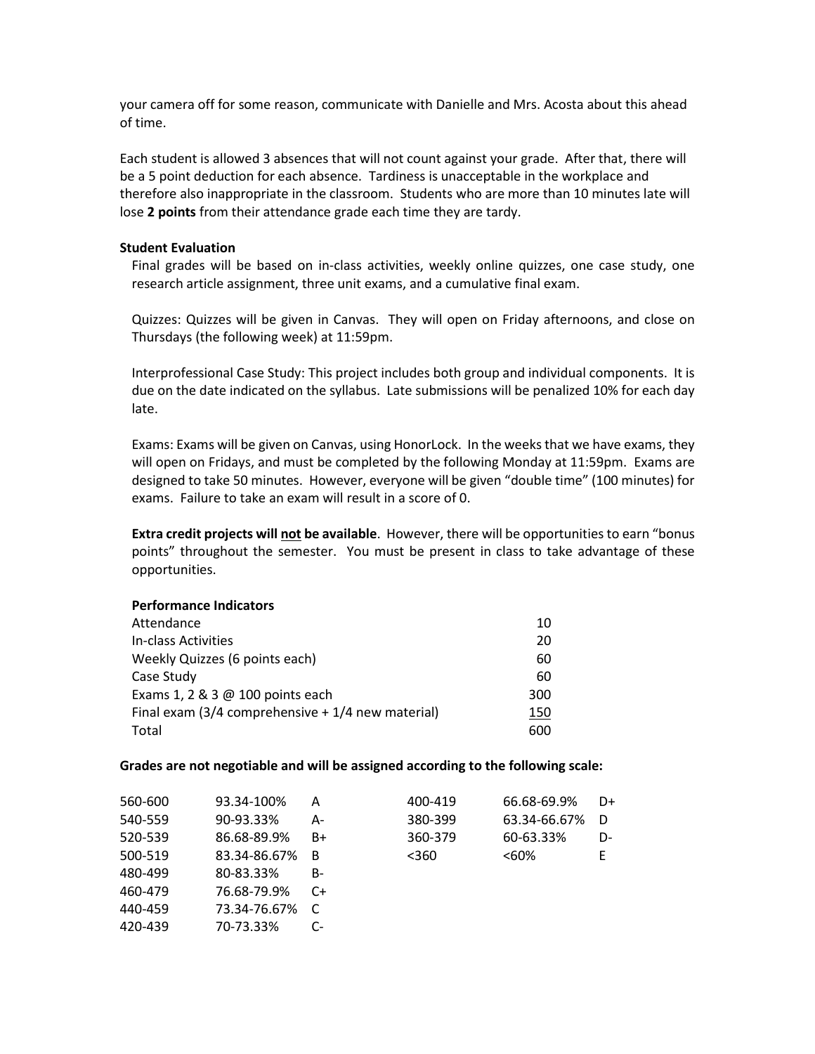your camera off for some reason, communicate with Danielle and Mrs. Acosta about this ahead of time.

Each student is allowed 3 absences that will not count against your grade. After that, there will be a 5 point deduction for each absence. Tardiness is unacceptable in the workplace and therefore also inappropriate in the classroom. Students who are more than 10 minutes late will lose **2 points** from their attendance grade each time they are tardy.

**Student Evaluation**

Final grades will be based on in-class activities, weekly online quizzes, one case study, one research article assignment, three unit exams, and a cumulative final exam.

Quizzes: Quizzes will be given in Canvas. They will open on Friday afternoons, and close on Thursdays (the following week) at 11:59pm.

Interprofessional Case Study: This project includes both group and individual components. It is due on the date indicated on the syllabus. Late submissions will be penalized 10% for each day late.

Exams: Exams will be given on Canvas, using HonorLock. In the weeks that we have exams, they will open on Fridays, and must be completed by the following Monday at 11:59pm. Exams are designed to take 50 minutes. However, everyone will be given "double time" (100 minutes) for exams. Failure to take an exam will result in a score of 0.

**Extra credit projects will not be available**. However, there will be opportunities to earn "bonus points" throughout the semester. You must be present in class to take advantage of these opportunities.

**Performance Indicators**

| Performance Indicators | |
|---|---|
| Attendance | 10 |
| In-class Activities | 20 |
| Weekly Quizzes (6 points each) | 60 |
| Case Study | 60 |
| Exams 1, 2 & 3 @ 100 points each | 300 |
| Final exam (3/4 comprehensive + 1/4 new material) | 150 |
| Total | 600 |

**Grades are not negotiable and will be assigned according to the following scale:**

| Points | Percent | Grade |
|---|---|---|
| 560-600 | 93.34-100% | A |
| 540-559 | 90-93.33% | A- |
| 520-539 | 86.68-89.9% | B+ |
| 500-519 | 83.34-86.67% | B |
| 480-499 | 80-83.33% | B- |
| 460-479 | 76.68-79.9% | C+ |
| 440-459 | 73.34-76.67% | C |
| 420-439 | 70-73.33% | C- |
| 400-419 | 66.68-69.9% | D+ |
| 380-399 | 63.34-66.67% | D |
| 360-379 | 60-63.33% | D- |
| <360 | <60% | E |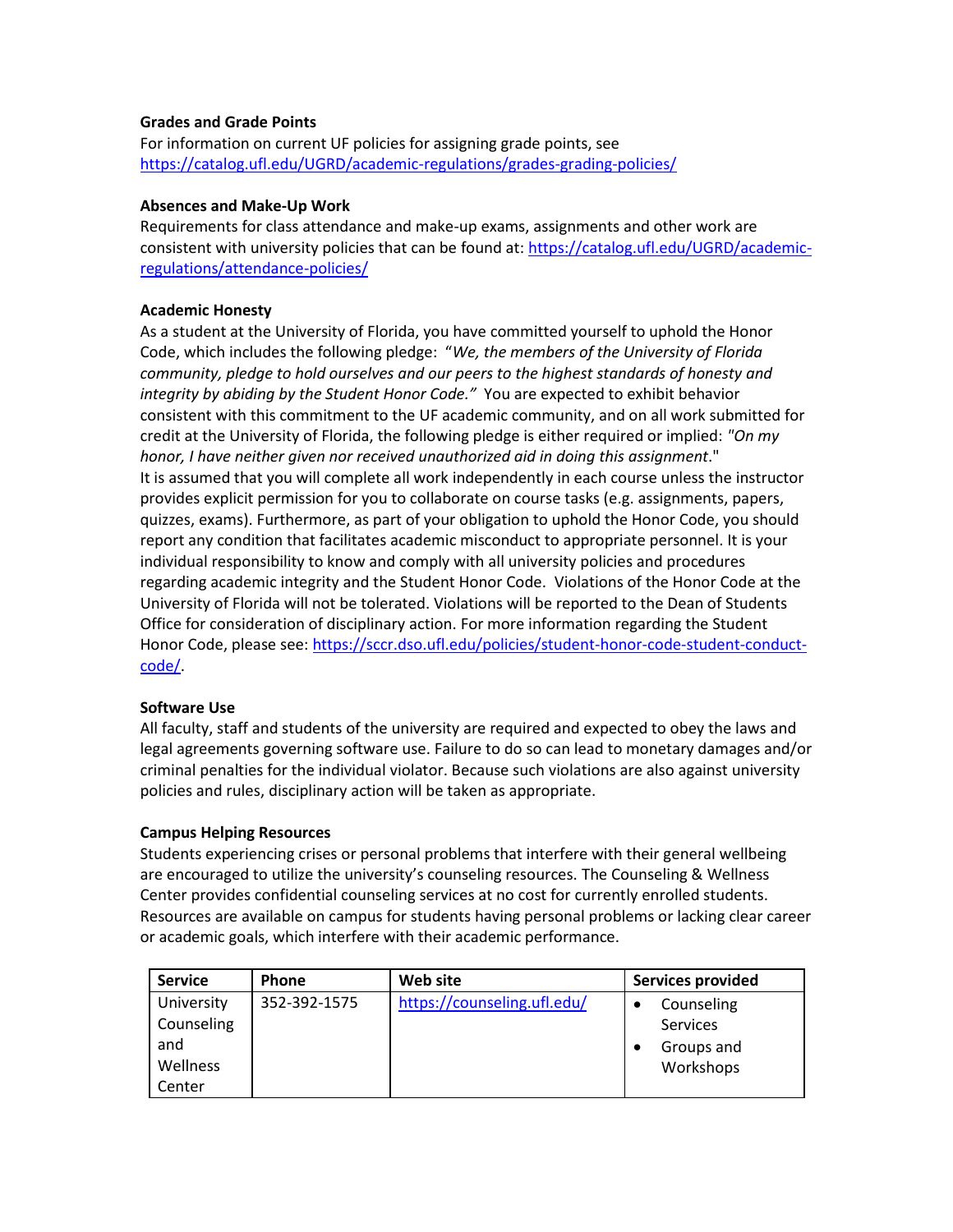**Grades and Grade Points**

For information on current UF policies for assigning grade points, see https://catalog.ufl.edu/UGRD/academic-regulations/grades-grading-policies/

**Absences and Make-Up Work**

Requirements for class attendance and make-up exams, assignments and other work are consistent with university policies that can be found at: https://catalog.ufl.edu/UGRD/academic-regulations/attendance-policies/

**Academic Honesty**

As a student at the University of Florida, you have committed yourself to uphold the Honor Code, which includes the following pledge: "*We, the members of the University of Florida community, pledge to hold ourselves and our peers to the highest standards of honesty and integrity by abiding by the Student Honor Code."* You are expected to exhibit behavior consistent with this commitment to the UF academic community, and on all work submitted for credit at the University of Florida, the following pledge is either required or implied: *"On my honor, I have neither given nor received unauthorized aid in doing this assignment*."

It is assumed that you will complete all work independently in each course unless the instructor provides explicit permission for you to collaborate on course tasks (e.g. assignments, papers, quizzes, exams). Furthermore, as part of your obligation to uphold the Honor Code, you should report any condition that facilitates academic misconduct to appropriate personnel. It is your individual responsibility to know and comply with all university policies and procedures regarding academic integrity and the Student Honor Code. Violations of the Honor Code at the University of Florida will not be tolerated. Violations will be reported to the Dean of Students Office for consideration of disciplinary action. For more information regarding the Student Honor Code, please see: https://sccr.dso.ufl.edu/policies/student-honor-code-student-conduct-code/.

**Software Use**

All faculty, staff and students of the university are required and expected to obey the laws and legal agreements governing software use. Failure to do so can lead to monetary damages and/or criminal penalties for the individual violator. Because such violations are also against university policies and rules, disciplinary action will be taken as appropriate.

**Campus Helping Resources**

Students experiencing crises or personal problems that interfere with their general wellbeing are encouraged to utilize the university's counseling resources. The Counseling & Wellness Center provides confidential counseling services at no cost for currently enrolled students. Resources are available on campus for students having personal problems or lacking clear career or academic goals, which interfere with their academic performance.

| Service | Phone | Web site | Services provided |
|---|---|---|---|
| University Counseling and Wellness Center | 352-392-1575 | https://counseling.ufl.edu/ | • Counseling Services<br>• Groups and Workshops |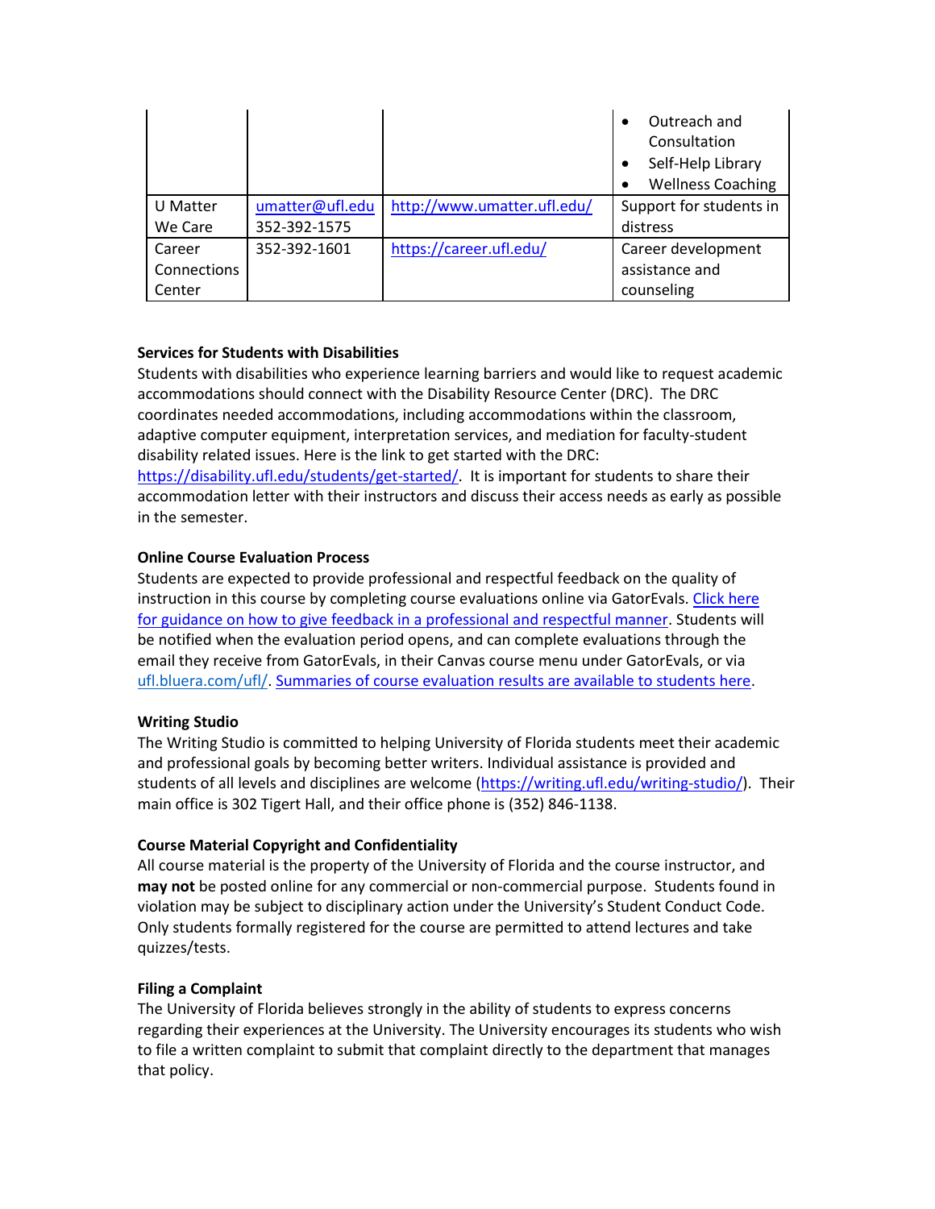| | | | |
|---|---|---|---|
| | | | • Outreach and Consultation<br>• Self-Help Library<br>• Wellness Coaching |
| U Matter We Care | umatter@ufl.edu<br>352-392-1575 | http://www.umatter.ufl.edu/ | Support for students in distress |
| Career Connections Center | 352-392-1601 | https://career.ufl.edu/ | Career development assistance and counseling |

**Services for Students with Disabilities**

Students with disabilities who experience learning barriers and would like to request academic accommodations should connect with the Disability Resource Center (DRC). The DRC coordinates needed accommodations, including accommodations within the classroom, adaptive computer equipment, interpretation services, and mediation for faculty-student disability related issues. Here is the link to get started with the DRC: https://disability.ufl.edu/students/get-started/. It is important for students to share their accommodation letter with their instructors and discuss their access needs as early as possible in the semester.

**Online Course Evaluation Process**

Students are expected to provide professional and respectful feedback on the quality of instruction in this course by completing course evaluations online via GatorEvals. Click here for guidance on how to give feedback in a professional and respectful manner. Students will be notified when the evaluation period opens, and can complete evaluations through the email they receive from GatorEvals, in their Canvas course menu under GatorEvals, or via ufl.bluera.com/ufl/. Summaries of course evaluation results are available to students here.

**Writing Studio**

The Writing Studio is committed to helping University of Florida students meet their academic and professional goals by becoming better writers. Individual assistance is provided and students of all levels and disciplines are welcome (https://writing.ufl.edu/writing-studio/). Their main office is 302 Tigert Hall, and their office phone is (352) 846-1138.

**Course Material Copyright and Confidentiality**

All course material is the property of the University of Florida and the course instructor, and **may not** be posted online for any commercial or non-commercial purpose. Students found in violation may be subject to disciplinary action under the University's Student Conduct Code. Only students formally registered for the course are permitted to attend lectures and take quizzes/tests.

**Filing a Complaint**

The University of Florida believes strongly in the ability of students to express concerns regarding their experiences at the University. The University encourages its students who wish to file a written complaint to submit that complaint directly to the department that manages that policy.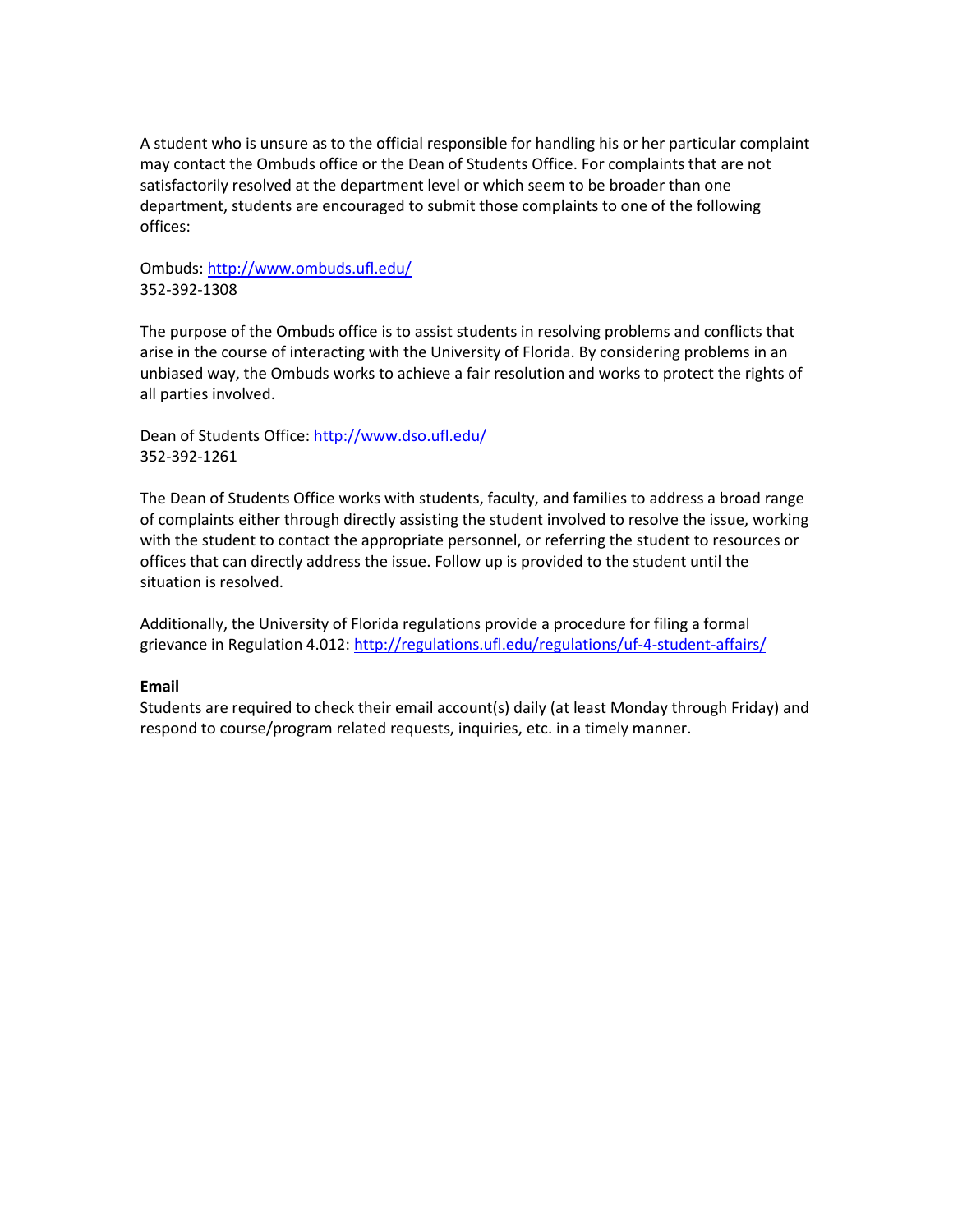A student who is unsure as to the official responsible for handling his or her particular complaint may contact the Ombuds office or the Dean of Students Office. For complaints that are not satisfactorily resolved at the department level or which seem to be broader than one department, students are encouraged to submit those complaints to one of the following offices:

Ombuds: http://www.ombuds.ufl.edu/
352-392-1308

The purpose of the Ombuds office is to assist students in resolving problems and conflicts that arise in the course of interacting with the University of Florida. By considering problems in an unbiased way, the Ombuds works to achieve a fair resolution and works to protect the rights of all parties involved.

Dean of Students Office: http://www.dso.ufl.edu/
352-392-1261

The Dean of Students Office works with students, faculty, and families to address a broad range of complaints either through directly assisting the student involved to resolve the issue, working with the student to contact the appropriate personnel, or referring the student to resources or offices that can directly address the issue. Follow up is provided to the student until the situation is resolved.

Additionally, the University of Florida regulations provide a procedure for filing a formal grievance in Regulation 4.012: http://regulations.ufl.edu/regulations/uf-4-student-affairs/

**Email**
Students are required to check their email account(s) daily (at least Monday through Friday) and respond to course/program related requests, inquiries, etc. in a timely manner.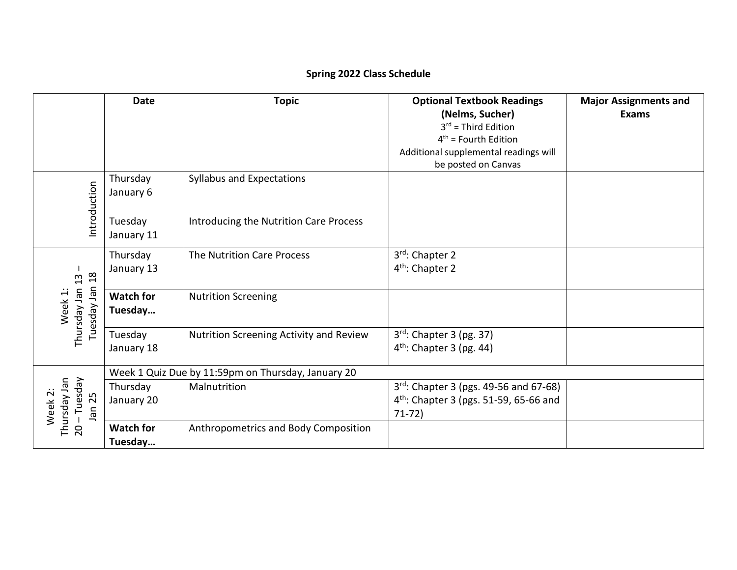## Spring 2022 Class Schedule

| | Date | Topic | Optional Textbook Readings (Nelms, Sucher) 3rd = Third Edition 4th = Fourth Edition Additional supplemental readings will be posted on Canvas | Major Assignments and Exams |
|---|---|---|---|---|
| Introduction | Thursday January 6 | Syllabus and Expectations | | |
| | Tuesday January 11 | Introducing the Nutrition Care Process | | |
| Week 1: Thursday Jan 13 – Tuesday Jan 18 | Thursday January 13 | The Nutrition Care Process | 3rd: Chapter 2<br>4th: Chapter 2 | |
| | **Watch for Tuesday…** | Nutrition Screening | | |
| | Tuesday January 18 | Nutrition Screening Activity and Review | 3rd: Chapter 3 (pg. 37)<br>4th: Chapter 3 (pg. 44) | |
| Week 2: Thursday Jan 20 – Tuesday Jan 25 | Week 1 Quiz Due by 11:59pm on Thursday, January 20 | | | |
| | Thursday January 20 | Malnutrition | 3rd: Chapter 3 (pgs. 49-56 and 67-68)<br>4th: Chapter 3 (pgs. 51-59, 65-66 and 71-72) | |
| | **Watch for Tuesday…** | Anthropometrics and Body Composition | | |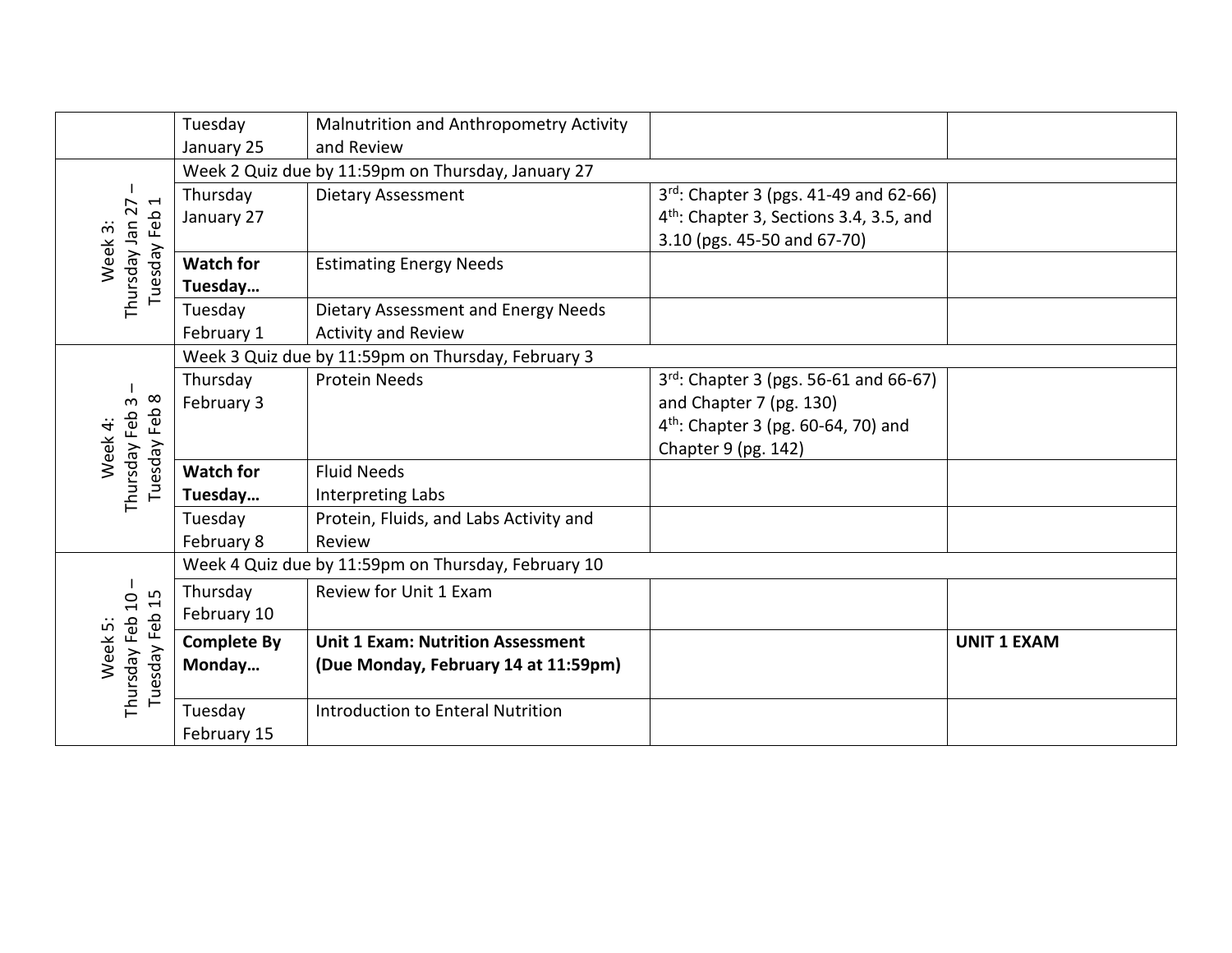| | | | | |
|---|---|---|---|---|
| | Tuesday January 25 | Malnutrition and Anthropometry Activity and Review | | |
| Week 3: Thursday Jan 27 – Tuesday Feb 1 | Week 2 Quiz due by 11:59pm on Thursday, January 27 | | | |
| | Thursday January 27 | Dietary Assessment | 3rd: Chapter 3 (pgs. 41-49 and 62-66) 4th: Chapter 3, Sections 3.4, 3.5, and 3.10 (pgs. 45-50 and 67-70) | |
| | **Watch for Tuesday…** | Estimating Energy Needs | | |
| | Tuesday February 1 | Dietary Assessment and Energy Needs Activity and Review | | |
| Week 4: Thursday Feb 3 – Tuesday Feb 8 | Week 3 Quiz due by 11:59pm on Thursday, February 3 | | | |
| | Thursday February 3 | Protein Needs | 3rd: Chapter 3 (pgs. 56-61 and 66-67) and Chapter 7 (pg. 130) 4th: Chapter 3 (pg. 60-64, 70) and Chapter 9 (pg. 142) | |
| | **Watch for Tuesday…** | Fluid Needs Interpreting Labs | | |
| | Tuesday February 8 | Protein, Fluids, and Labs Activity and Review | | |
| Week 5: Thursday Feb 10 – Tuesday Feb 15 | Week 4 Quiz due by 11:59pm on Thursday, February 10 | | | |
| | Thursday February 10 | Review for Unit 1 Exam | | |
| | **Complete By Monday…** | **Unit 1 Exam: Nutrition Assessment (Due Monday, February 14 at 11:59pm)** | | **UNIT 1 EXAM** |
| | Tuesday February 15 | Introduction to Enteral Nutrition | | |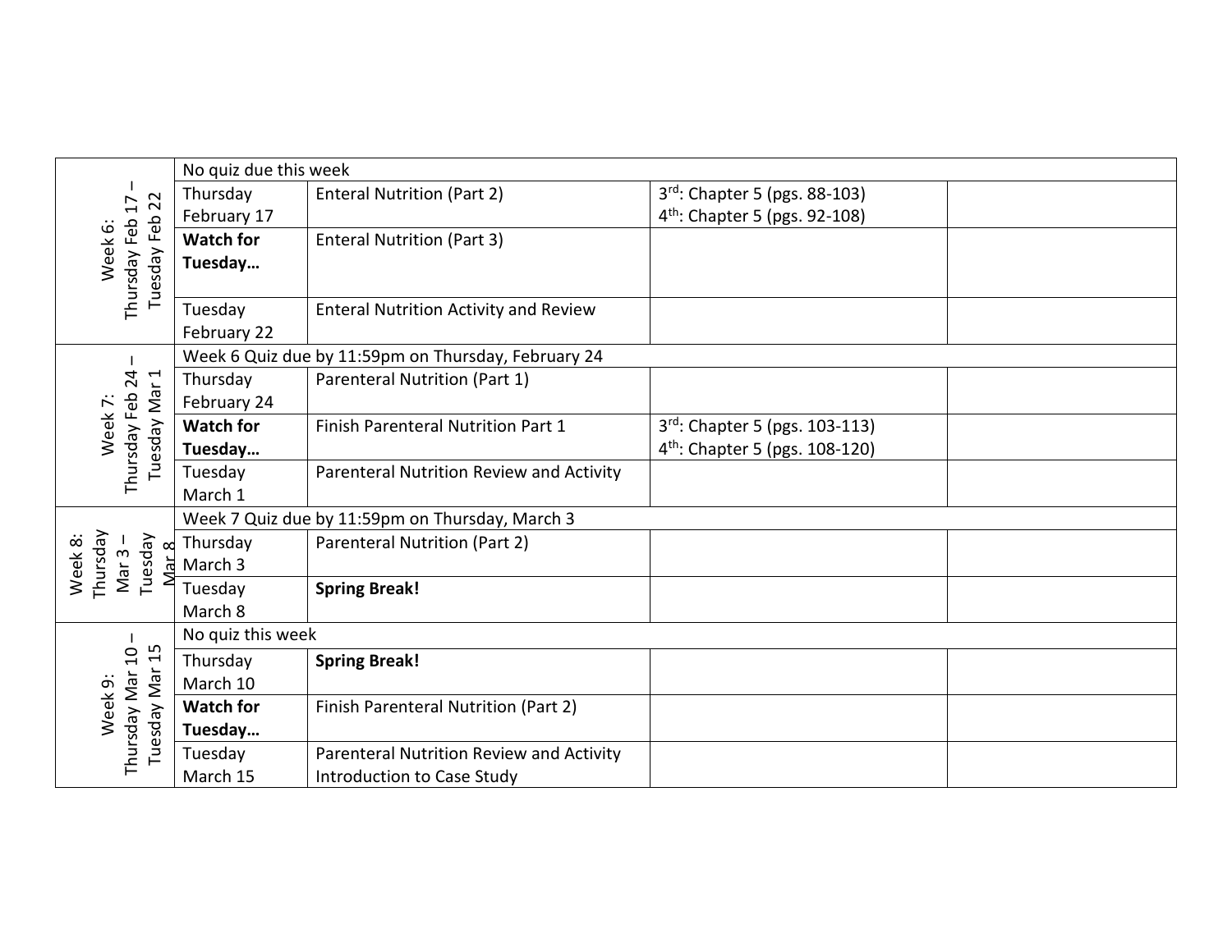| | | | | |
|---|---|---|---|---|
| Week 6: Thursday Feb 17 – Tuesday Feb 22 | No quiz due this week | | | |
| | Thursday February 17 | Enteral Nutrition (Part 2) | 3rd: Chapter 5 (pgs. 88-103)<br>4th: Chapter 5 (pgs. 92-108) | |
| | **Watch for Tuesday…** | Enteral Nutrition (Part 3) | | |
| | Tuesday February 22 | Enteral Nutrition Activity and Review | | |
| Week 7: Thursday Feb 24 – Tuesday Mar 1 | Week 6 Quiz due by 11:59pm on Thursday, February 24 | | | |
| | Thursday February 24 | Parenteral Nutrition (Part 1) | | |
| | **Watch for Tuesday…** | Finish Parenteral Nutrition Part 1 | 3rd: Chapter 5 (pgs. 103-113)<br>4th: Chapter 5 (pgs. 108-120) | |
| | Tuesday March 1 | Parenteral Nutrition Review and Activity | | |
| Week 8: Thursday Mar 3 – Tuesday Mar 8 | Week 7 Quiz due by 11:59pm on Thursday, March 3 | | | |
| | Thursday March 3 | Parenteral Nutrition (Part 2) | | |
| | Tuesday March 8 | **Spring Break!** | | |
| Week 9: Thursday Mar 10 – Tuesday Mar 15 | No quiz this week | | | |
| | Thursday March 10 | **Spring Break!** | | |
| | **Watch for Tuesday…** | Finish Parenteral Nutrition (Part 2) | | |
| | Tuesday March 15 | Parenteral Nutrition Review and Activity<br>Introduction to Case Study | | |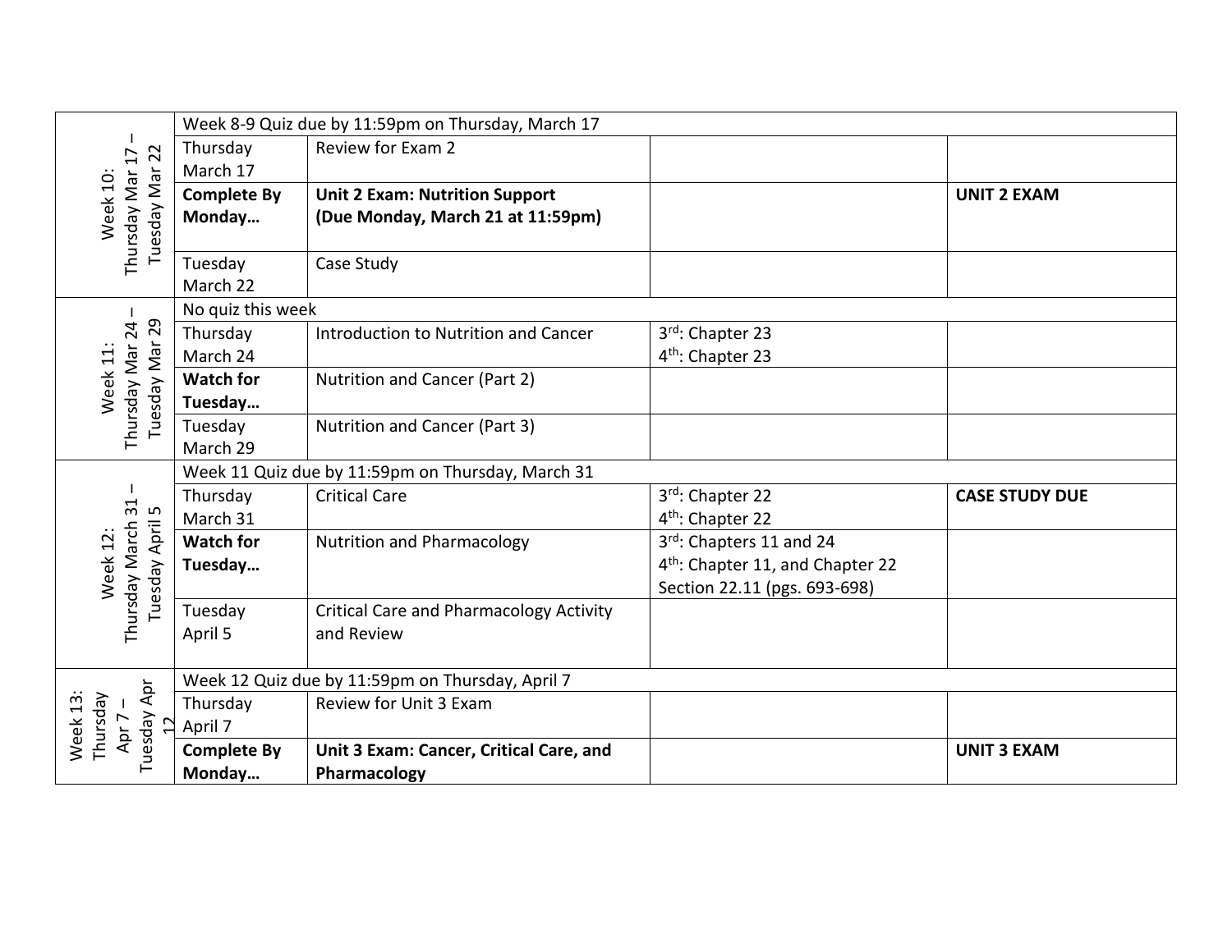| | | | | |
|---|---|---|---|---|
| Week 10: Thursday Mar 17 – Tuesday Mar 22 | Week 8-9 Quiz due by 11:59pm on Thursday, March 17 | | | |
| | Thursday March 17 | Review for Exam 2 | | |
| | **Complete By Monday…** | **Unit 2 Exam: Nutrition Support (Due Monday, March 21 at 11:59pm)** | | **UNIT 2 EXAM** |
| | Tuesday March 22 | Case Study | | |
| Week 11: Thursday Mar 24 – Tuesday Mar 29 | No quiz this week | | | |
| | Thursday March 24 | Introduction to Nutrition and Cancer | 3rd: Chapter 23<br>4th: Chapter 23 | |
| | **Watch for Tuesday…** | Nutrition and Cancer (Part 2) | | |
| | Tuesday March 29 | Nutrition and Cancer (Part 3) | | |
| Week 12: Thursday March 31 – Tuesday April 5 | Week 11 Quiz due by 11:59pm on Thursday, March 31 | | | |
| | Thursday March 31 | Critical Care | 3rd: Chapter 22<br>4th: Chapter 22 | **CASE STUDY DUE** |
| | **Watch for Tuesday…** | Nutrition and Pharmacology | 3rd: Chapters 11 and 24<br>4th: Chapter 11, and Chapter 22 Section 22.11 (pgs. 693-698) | |
| | Tuesday April 5 | Critical Care and Pharmacology Activity and Review | | |
| Week 13: Thursday Apr 7 – Tuesday Apr 12 | Week 12 Quiz due by 11:59pm on Thursday, April 7 | | | |
| | Thursday April 7 | Review for Unit 3 Exam | | |
| | **Complete By Monday…** | **Unit 3 Exam: Cancer, Critical Care, and Pharmacology** | | **UNIT 3 EXAM** |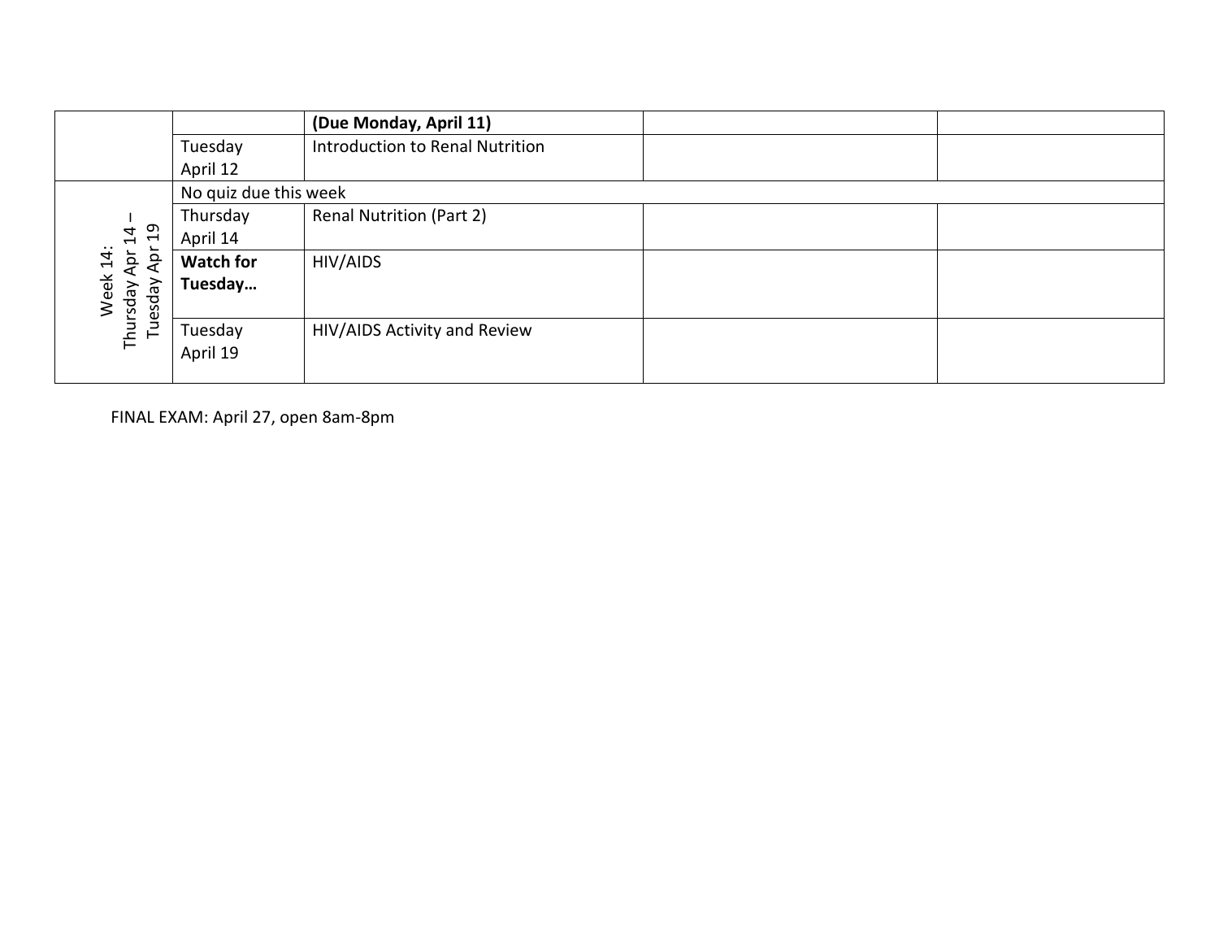| | | | | |
|---|---|---|---|---|
| | | **(Due Monday, April 11)** | | |
| | Tuesday April 12 | Introduction to Renal Nutrition | | |
| Week 14: Thursday Apr 14 – Tuesday Apr 19 | No quiz due this week | | | |
| | Thursday April 14 | Renal Nutrition (Part 2) | | |
| | **Watch for Tuesday…** | HIV/AIDS | | |
| | Tuesday April 19 | HIV/AIDS Activity and Review | | |

FINAL EXAM: April 27, open 8am-8pm